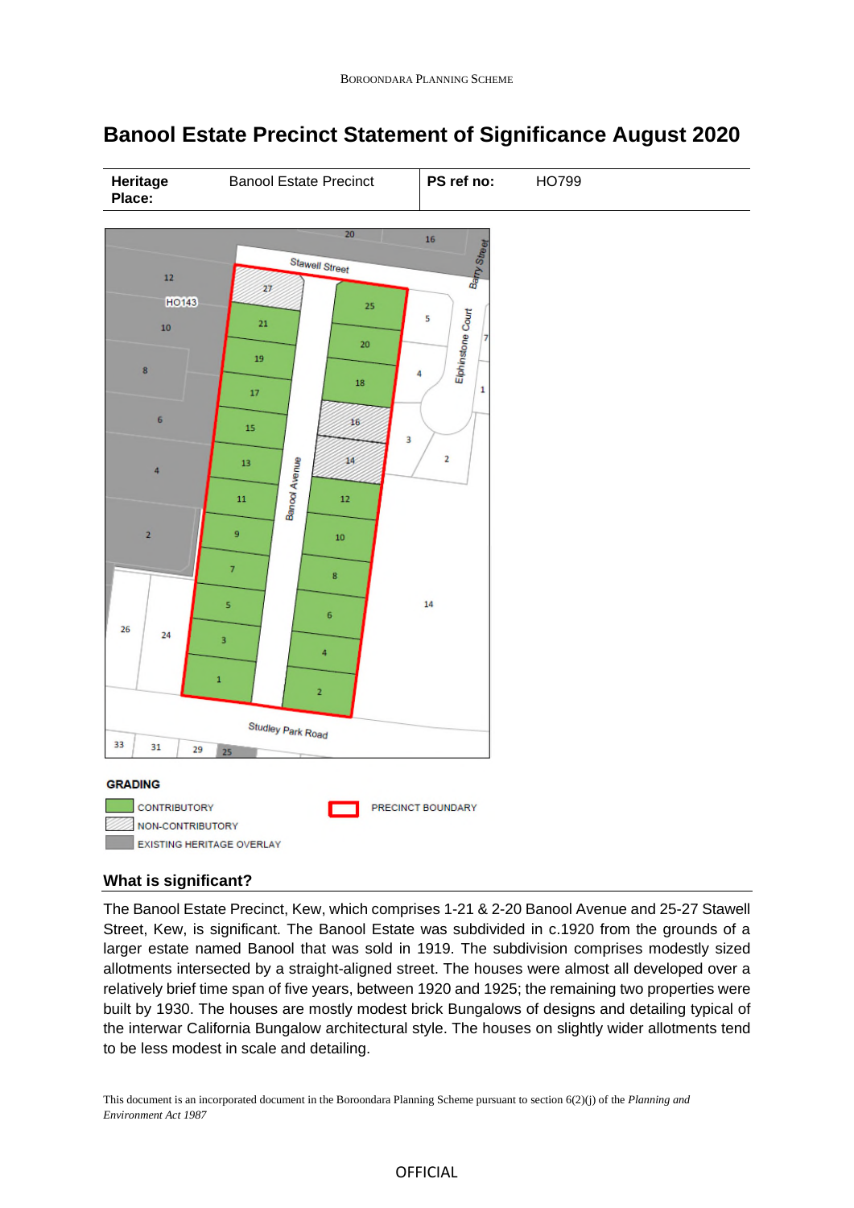# Banool Estate Precinct Statement of Significance August 2020

| **Heritage Place:** | Banool Estate Precinct | **PS ref no:** | HO799 |
|---|---|---|---|

**GRADING**

- CONTRIBUTORY
- NON-CONTRIBUTORY
- EXISTING HERITAGE OVERLAY
- PRECINCT BOUNDARY

## What is significant?

The Banool Estate Precinct, Kew, which comprises 1-21 & 2-20 Banool Avenue and 25-27 Stawell Street, Kew, is significant. The Banool Estate was subdivided in c.1920 from the grounds of a larger estate named Banool that was sold in 1919. The subdivision comprises modestly sized allotments intersected by a straight-aligned street. The houses were almost all developed over a relatively brief time span of five years, between 1920 and 1925; the remaining two properties were built by 1930. The houses are mostly modest brick Bungalows of designs and detailing typical of the interwar California Bungalow architectural style. The houses on slightly wider allotments tend to be less modest in scale and detailing.

This document is an incorporated document in the Boroondara Planning Scheme pursuant to section 6(2)(j) of the *Planning and Environment Act 1987*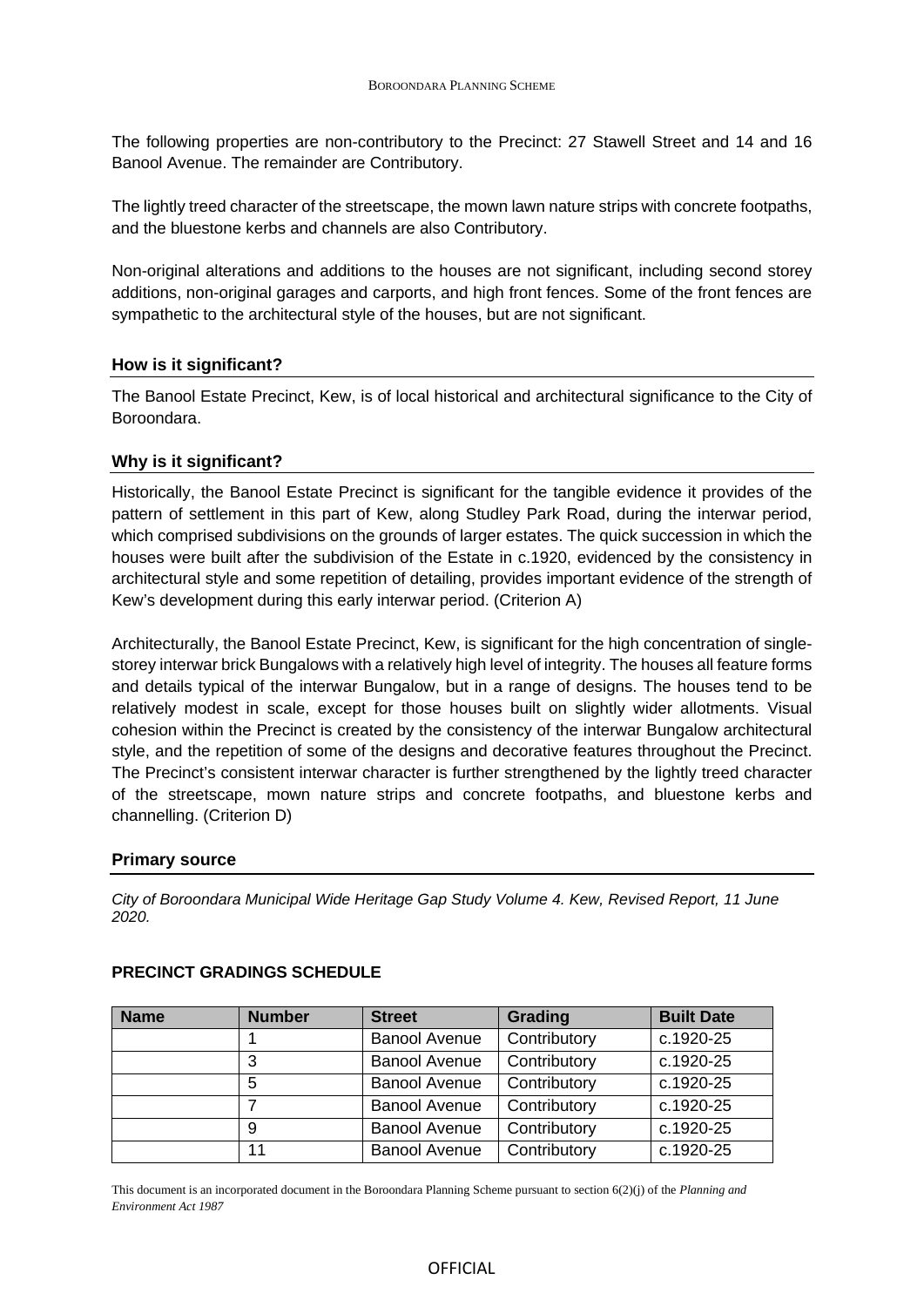The following properties are non-contributory to the Precinct: 27 Stawell Street and 14 and 16 Banool Avenue. The remainder are Contributory.

The lightly treed character of the streetscape, the mown lawn nature strips with concrete footpaths, and the bluestone kerbs and channels are also Contributory.

Non-original alterations and additions to the houses are not significant, including second storey additions, non-original garages and carports, and high front fences. Some of the front fences are sympathetic to the architectural style of the houses, but are not significant.

### How is it significant?

The Banool Estate Precinct, Kew, is of local historical and architectural significance to the City of Boroondara.

### Why is it significant?

Historically, the Banool Estate Precinct is significant for the tangible evidence it provides of the pattern of settlement in this part of Kew, along Studley Park Road, during the interwar period, which comprised subdivisions on the grounds of larger estates. The quick succession in which the houses were built after the subdivision of the Estate in c.1920, evidenced by the consistency in architectural style and some repetition of detailing, provides important evidence of the strength of Kew's development during this early interwar period. (Criterion A)

Architecturally, the Banool Estate Precinct, Kew, is significant for the high concentration of single-storey interwar brick Bungalows with a relatively high level of integrity. The houses all feature forms and details typical of the interwar Bungalow, but in a range of designs. The houses tend to be relatively modest in scale, except for those houses built on slightly wider allotments. Visual cohesion within the Precinct is created by the consistency of the interwar Bungalow architectural style, and the repetition of some of the designs and decorative features throughout the Precinct. The Precinct's consistent interwar character is further strengthened by the lightly treed character of the streetscape, mown nature strips and concrete footpaths, and bluestone kerbs and channelling. (Criterion D)

### Primary source

*City of Boroondara Municipal Wide Heritage Gap Study Volume 4. Kew, Revised Report, 11 June 2020.*

### PRECINCT GRADINGS SCHEDULE

| Name | Number | Street | Grading | Built Date |
|---|---|---|---|---|
| | 1 | Banool Avenue | Contributory | c.1920-25 |
| | 3 | Banool Avenue | Contributory | c.1920-25 |
| | 5 | Banool Avenue | Contributory | c.1920-25 |
| | 7 | Banool Avenue | Contributory | c.1920-25 |
| | 9 | Banool Avenue | Contributory | c.1920-25 |
| | 11 | Banool Avenue | Contributory | c.1920-25 |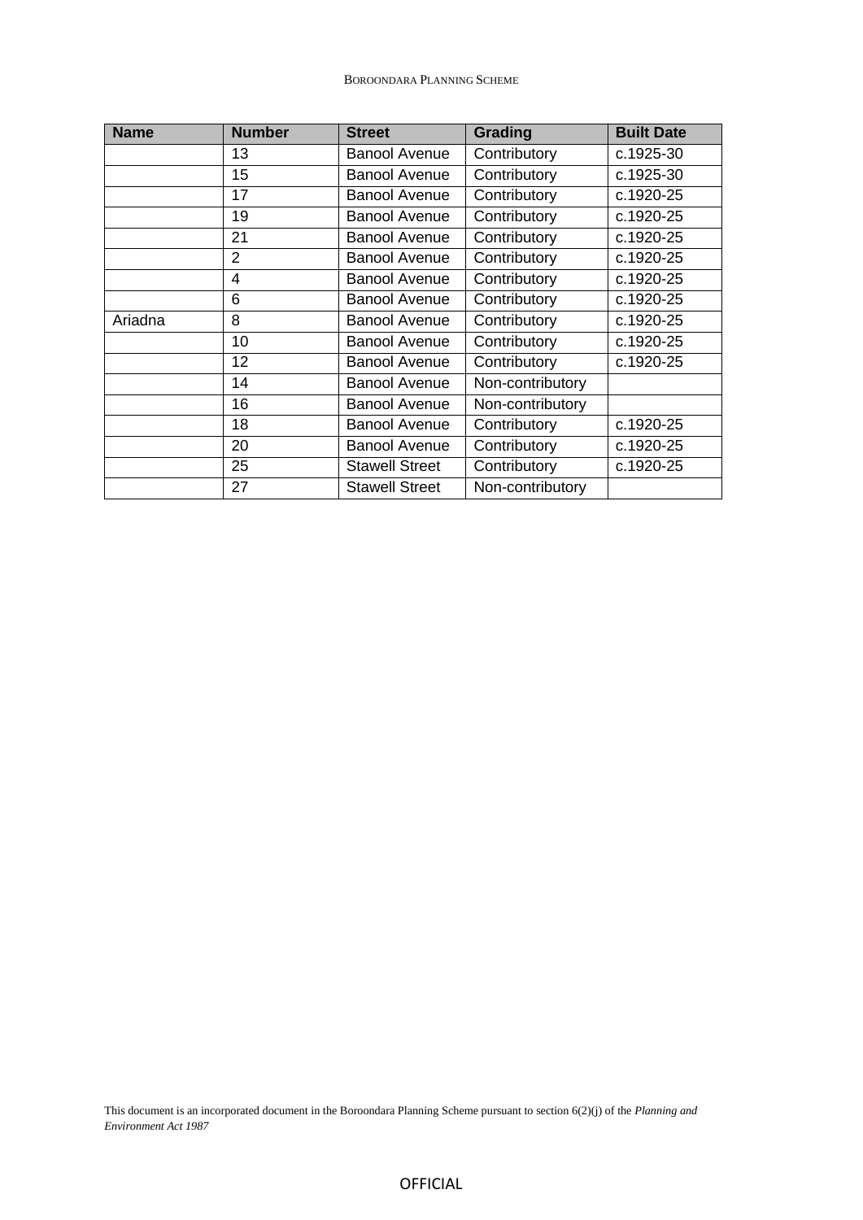| Name | Number | Street | Grading | Built Date |
|---|---|---|---|---|
| | 13 | Banool Avenue | Contributory | c.1925-30 |
| | 15 | Banool Avenue | Contributory | c.1925-30 |
| | 17 | Banool Avenue | Contributory | c.1920-25 |
| | 19 | Banool Avenue | Contributory | c.1920-25 |
| | 21 | Banool Avenue | Contributory | c.1920-25 |
| | 2 | Banool Avenue | Contributory | c.1920-25 |
| | 4 | Banool Avenue | Contributory | c.1920-25 |
| | 6 | Banool Avenue | Contributory | c.1920-25 |
| Ariadna | 8 | Banool Avenue | Contributory | c.1920-25 |
| | 10 | Banool Avenue | Contributory | c.1920-25 |
| | 12 | Banool Avenue | Contributory | c.1920-25 |
| | 14 | Banool Avenue | Non-contributory | |
| | 16 | Banool Avenue | Non-contributory | |
| | 18 | Banool Avenue | Contributory | c.1920-25 |
| | 20 | Banool Avenue | Contributory | c.1920-25 |
| | 25 | Stawell Street | Contributory | c.1920-25 |
| | 27 | Stawell Street | Non-contributory | |

This document is an incorporated document in the Boroondara Planning Scheme pursuant to section 6(2)(j) of the *Planning and Environment Act 1987*